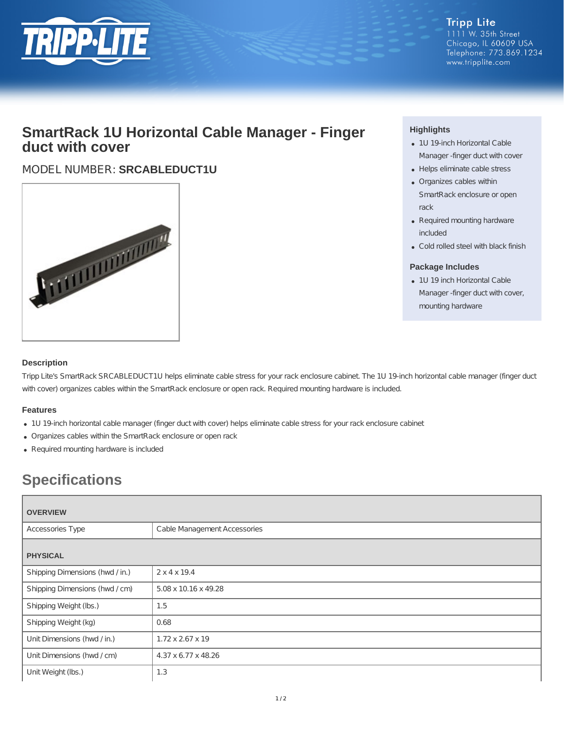Tripp Lite
1111 W. 35th Street
Chicago, IL 60609 USA
Telephone: 773.869.1234
www.tripplite.com

# SmartRack 1U Horizontal Cable Manager - Finger duct with cover

MODEL NUMBER: **SRCABLEDUCT1U**

### Highlights

- 1U 19-inch Horizontal Cable Manager -finger duct with cover
- Helps eliminate cable stress
- Organizes cables within SmartRack enclosure or open rack
- Required mounting hardware included
- Cold rolled steel with black finish

### Package Includes

- 1U 19 inch Horizontal Cable Manager -finger duct with cover, mounting hardware

### Description

Tripp Lite's SmartRack SRCABLEDUCT1U helps eliminate cable stress for your rack enclosure cabinet. The 1U 19-inch horizontal cable manager (finger duct with cover) organizes cables within the SmartRack enclosure or open rack. Required mounting hardware is included.

### Features

- 1U 19-inch horizontal cable manager (finger duct with cover) helps eliminate cable stress for your rack enclosure cabinet
- Organizes cables within the SmartRack enclosure or open rack
- Required mounting hardware is included

## Specifications

| OVERVIEW | |
|---|---|
| Accessories Type | Cable Management Accessories |
| **PHYSICAL** | |
| Shipping Dimensions (hwd / in.) | 2 x 4 x 19.4 |
| Shipping Dimensions (hwd / cm) | 5.08 x 10.16 x 49.28 |
| Shipping Weight (lbs.) | 1.5 |
| Shipping Weight (kg) | 0.68 |
| Unit Dimensions (hwd / in.) | 1.72 x 2.67 x 19 |
| Unit Dimensions (hwd / cm) | 4.37 x 6.77 x 48.26 |
| Unit Weight (lbs.) | 1.3 |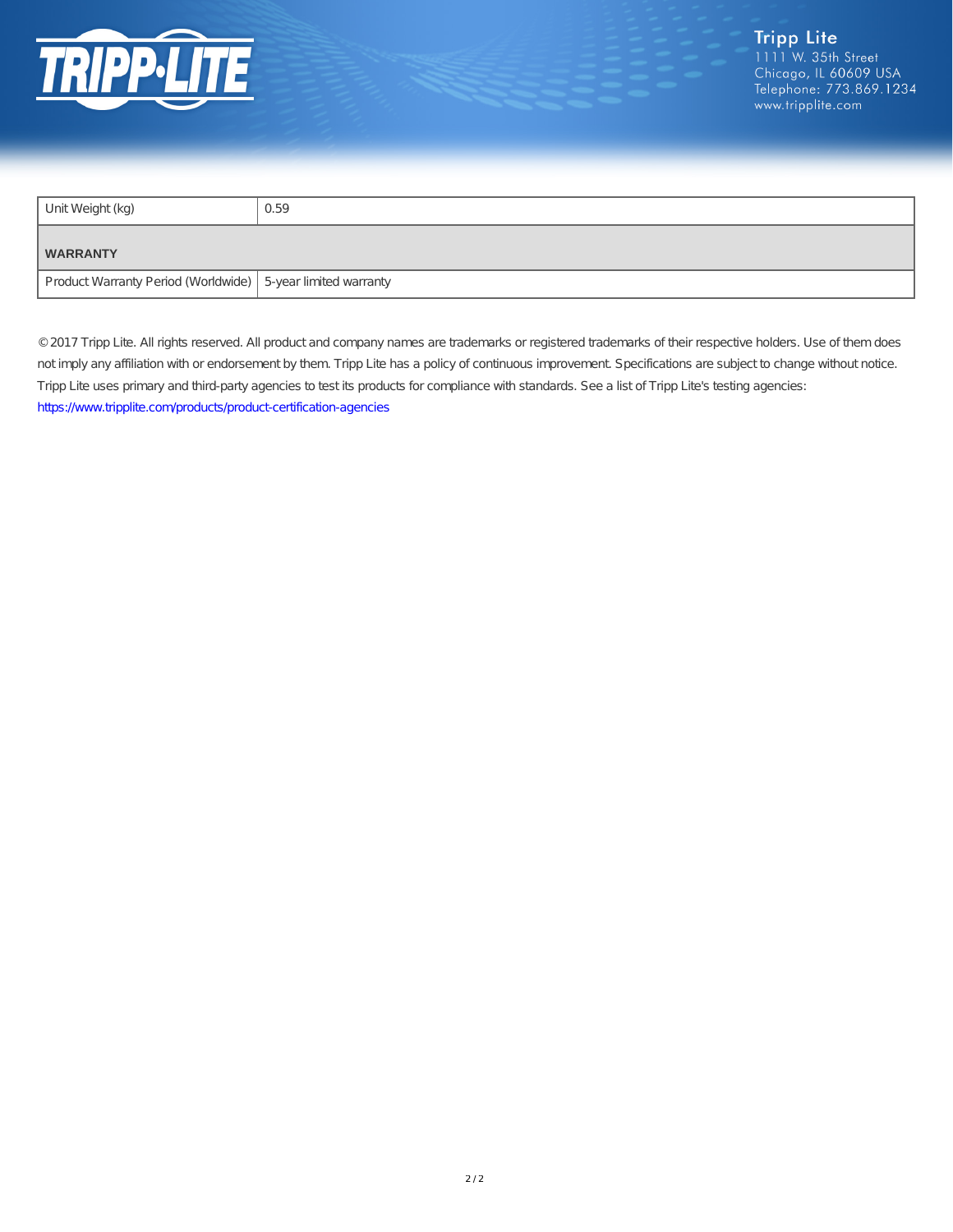| | |
|---|---|
| Unit Weight (kg) | 0.59 |
| **WARRANTY** | |
| Product Warranty Period (Worldwide) | 5-year limited warranty |

© 2017 Tripp Lite. All rights reserved. All product and company names are trademarks or registered trademarks of their respective holders. Use of them does not imply any affiliation with or endorsement by them. Tripp Lite has a policy of continuous improvement. Specifications are subject to change without notice. Tripp Lite uses primary and third-party agencies to test its products for compliance with standards. See a list of Tripp Lite's testing agencies: https://www.tripplite.com/products/product-certification-agencies